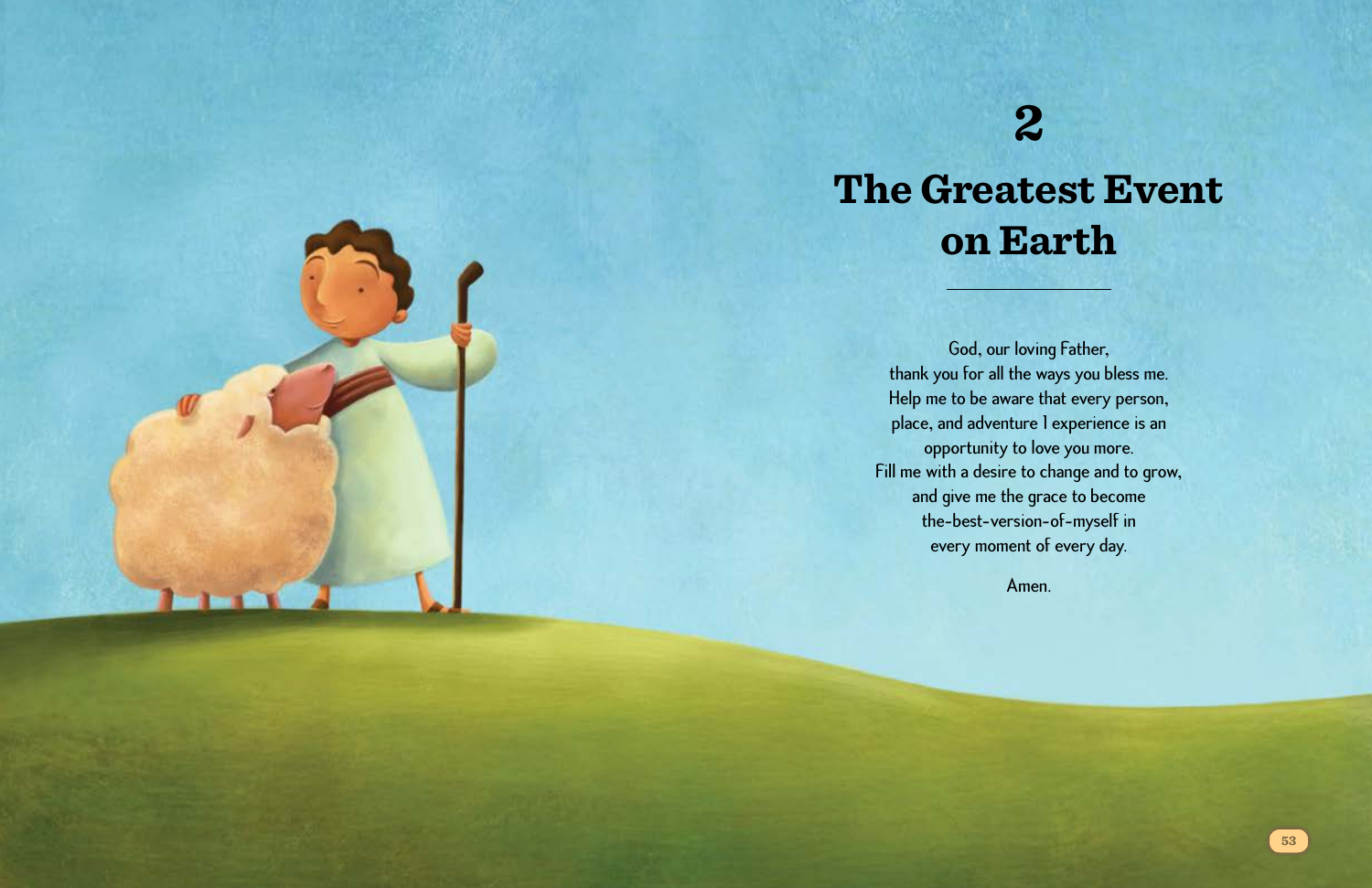# 2

# The Greatest Event on Earth

God, our loving Father,
thank you for all the ways you bless me.
Help me to be aware that every person,
place, and adventure I experience is an
opportunity to love you more.
Fill me with a desire to change and to grow,
and give me the grace to become
the-best-version-of-myself in
every moment of every day.

Amen.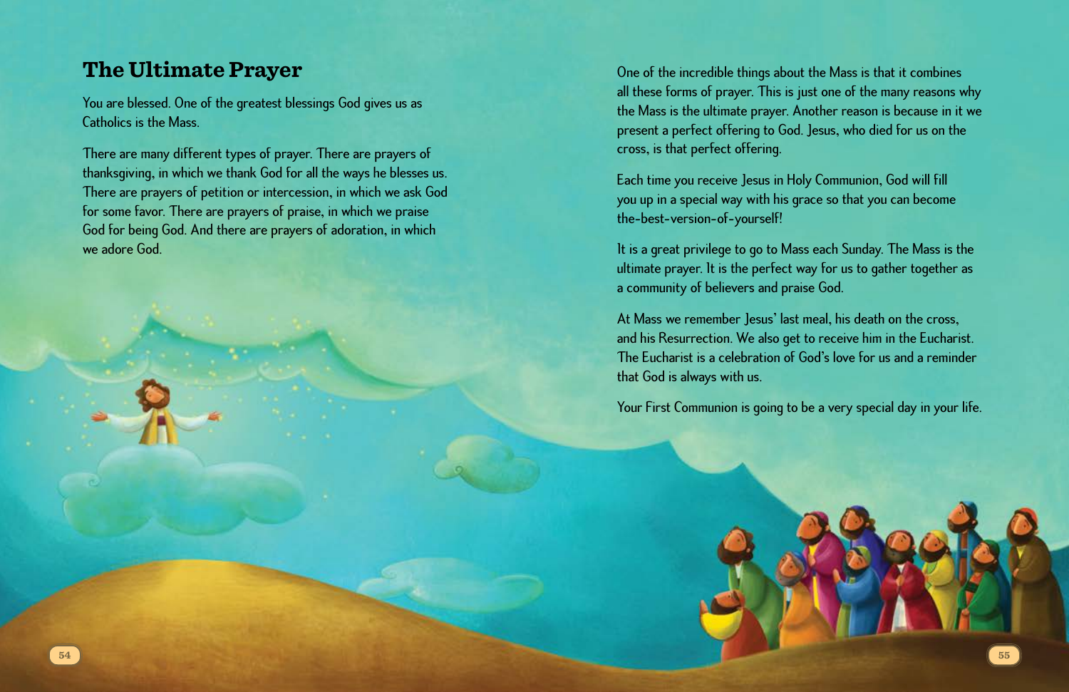## The Ultimate Prayer

You are blessed. One of the greatest blessings God gives us as Catholics is the Mass.

There are many different types of prayer. There are prayers of thanksgiving, in which we thank God for all the ways he blesses us. There are prayers of petition or intercession, in which we ask God for some favor. There are prayers of praise, in which we praise God for being God. And there are prayers of adoration, in which we adore God.

One of the incredible things about the Mass is that it combines all these forms of prayer. This is just one of the many reasons why the Mass is the ultimate prayer. Another reason is because in it we present a perfect offering to God. Jesus, who died for us on the cross, is that perfect offering.

Each time you receive Jesus in Holy Communion, God will fill you up in a special way with his grace so that you can become the-best-version-of-yourself!

It is a great privilege to go to Mass each Sunday. The Mass is the ultimate prayer. It is the perfect way for us to gather together as a community of believers and praise God.

At Mass we remember Jesus' last meal, his death on the cross, and his Resurrection. We also get to receive him in the Eucharist. The Eucharist is a celebration of God's love for us and a reminder that God is always with us.

Your First Communion is going to be a very special day in your life.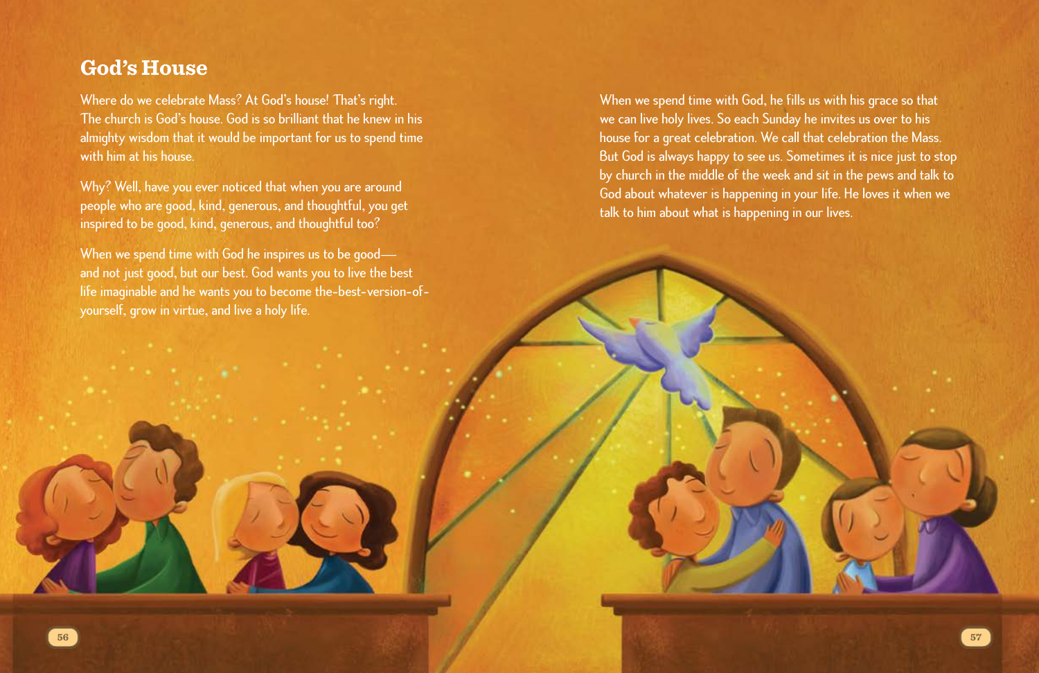## God's House

Where do we celebrate Mass? At God's house! That's right. The church is God's house. God is so brilliant that he knew in his almighty wisdom that it would be important for us to spend time with him at his house.

Why? Well, have you ever noticed that when you are around people who are good, kind, generous, and thoughtful, you get inspired to be good, kind, generous, and thoughtful too?

When we spend time with God he inspires us to be good—and not just good, but our best. God wants you to live the best life imaginable and he wants you to become the-best-version-of-yourself, grow in virtue, and live a holy life.

When we spend time with God, he fills us with his grace so that we can live holy lives. So each Sunday he invites us over to his house for a great celebration. We call that celebration the Mass. But God is always happy to see us. Sometimes it is nice just to stop by church in the middle of the week and sit in the pews and talk to God about whatever is happening in your life. He loves it when we talk to him about what is happening in our lives.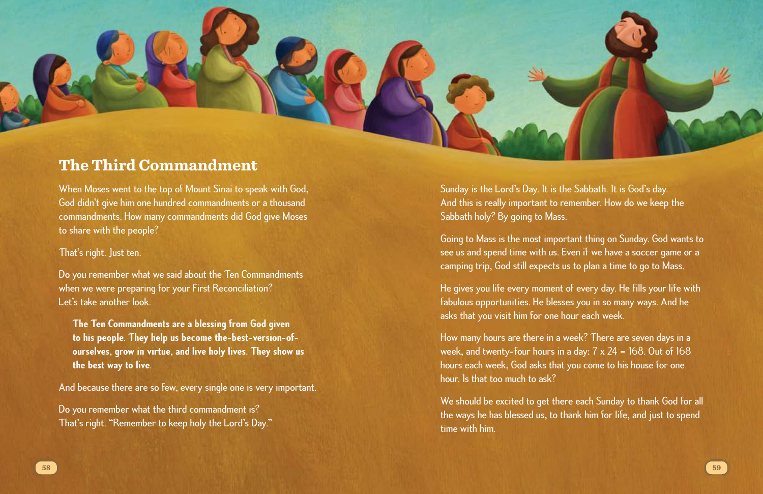## The Third Commandment

When Moses went to the top of Mount Sinai to speak with God, God didn't give him one hundred commandments or a thousand commandments. How many commandments did God give Moses to share with the people?

That's right. Just ten.

Do you remember what we said about the Ten Commandments when we were preparing for your First Reconciliation? Let's take another look.

> **The Ten Commandments are a blessing from God given to his people. They help us become the-best-version-of-ourselves, grow in virtue, and live holy lives. They show us the best way to live.**

And because there are so few, every single one is very important.

Do you remember what the third commandment is? That's right. "Remember to keep holy the Lord's Day."

Sunday is the Lord's Day. It is the Sabbath. It is God's day. And this is really important to remember. How do we keep the Sabbath holy? By going to Mass.

Going to Mass is the most important thing on Sunday. God wants to see us and spend time with us. Even if we have a soccer game or a camping trip, God still expects us to plan a time to go to Mass.

He gives you life every moment of every day. He fills your life with fabulous opportunities. He blesses you in so many ways. And he asks that you visit him for one hour each week.

How many hours are there in a week? There are seven days in a week, and twenty-four hours in a day: 7 x 24 = 168. Out of 168 hours each week, God asks that you come to his house for one hour. Is that too much to ask?

We should be excited to get there each Sunday to thank God for all the ways he has blessed us, to thank him for life, and just to spend time with him.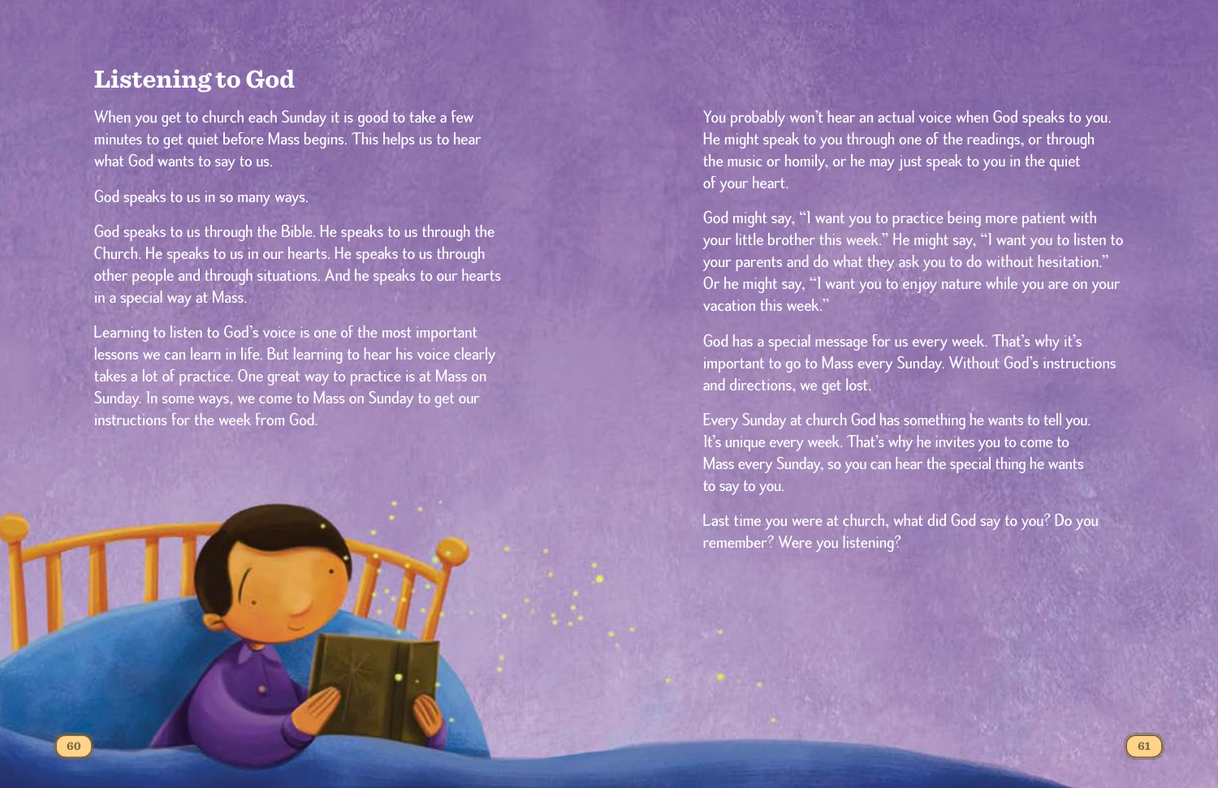## Listening to God

When you get to church each Sunday it is good to take a few minutes to get quiet before Mass begins. This helps us to hear what God wants to say to us.

God speaks to us in so many ways.

God speaks to us through the Bible. He speaks to us through the Church. He speaks to us in our hearts. He speaks to us through other people and through situations. And he speaks to our hearts in a special way at Mass.

Learning to listen to God's voice is one of the most important lessons we can learn in life. But learning to hear his voice clearly takes a lot of practice. One great way to practice is at Mass on Sunday. In some ways, we come to Mass on Sunday to get our instructions for the week from God.

You probably won't hear an actual voice when God speaks to you. He might speak to you through one of the readings, or through the music or homily, or he may just speak to you in the quiet of your heart.

God might say, "I want you to practice being more patient with your little brother this week." He might say, "I want you to listen to your parents and do what they ask you to do without hesitation." Or he might say, "I want you to enjoy nature while you are on your vacation this week."

God has a special message for us every week. That's why it's important to go to Mass every Sunday. Without God's instructions and directions, we get lost.

Every Sunday at church God has something he wants to tell you. It's unique every week. That's why he invites you to come to Mass every Sunday, so you can hear the special thing he wants to say to you.

Last time you were at church, what did God say to you? Do you remember? Were you listening?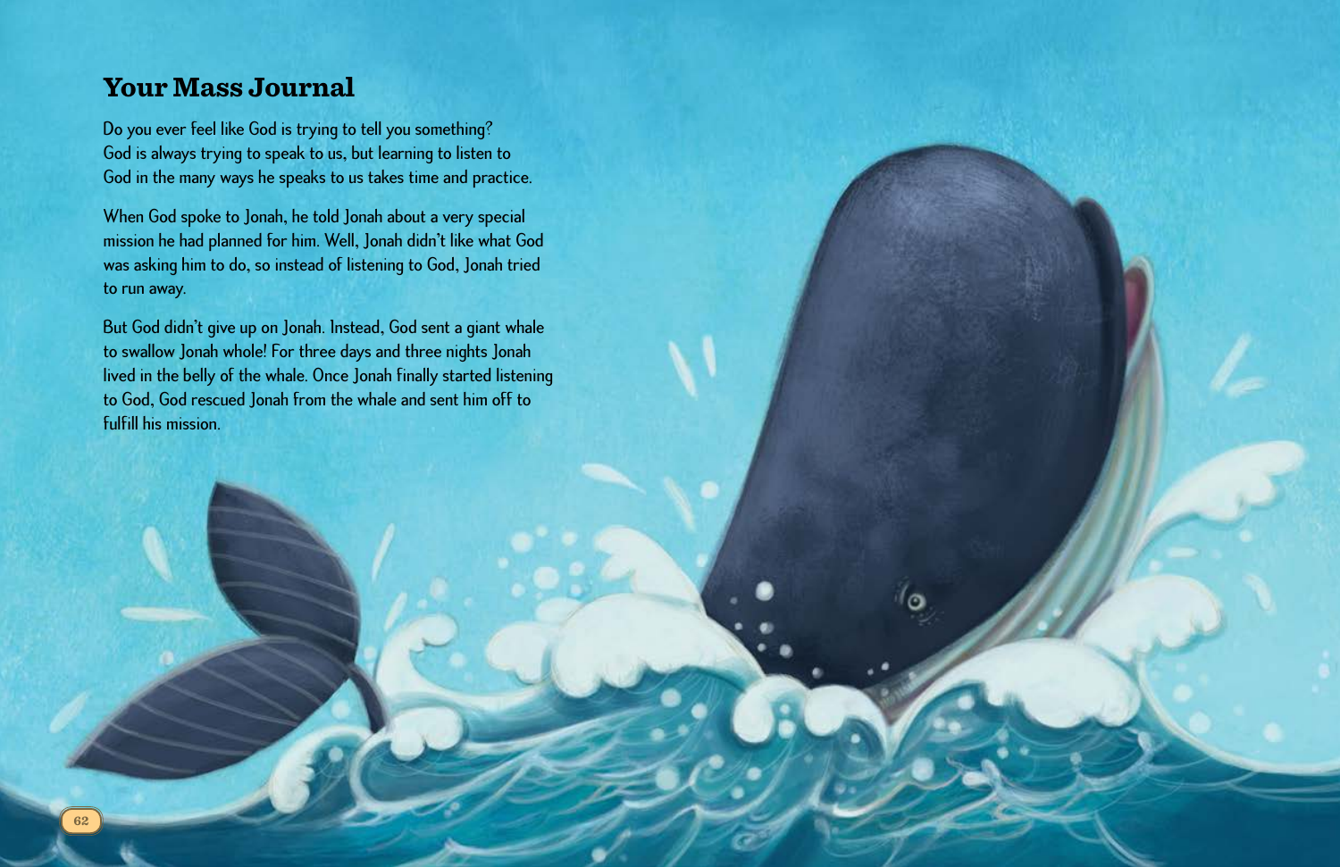## Your Mass Journal

Do you ever feel like God is trying to tell you something? God is always trying to speak to us, but learning to listen to God in the many ways he speaks to us takes time and practice.

When God spoke to Jonah, he told Jonah about a very special mission he had planned for him. Well, Jonah didn't like what God was asking him to do, so instead of listening to God, Jonah tried to run away.

But God didn't give up on Jonah. Instead, God sent a giant whale to swallow Jonah whole! For three days and three nights Jonah lived in the belly of the whale. Once Jonah finally started listening to God, God rescued Jonah from the whale and sent him off to fulfill his mission.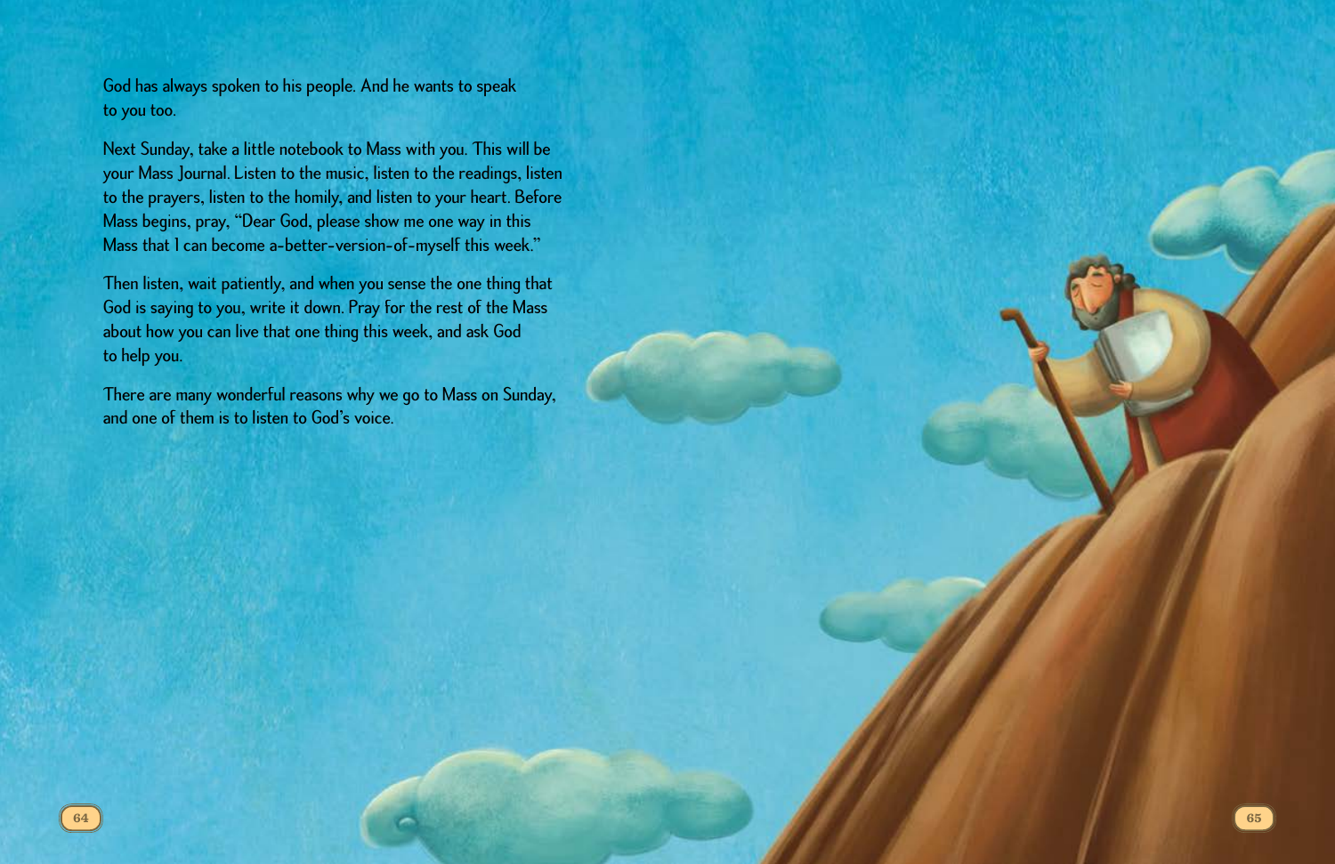God has always spoken to his people. And he wants to speak to you too.

Next Sunday, take a little notebook to Mass with you. This will be your Mass Journal. Listen to the music, listen to the readings, listen to the prayers, listen to the homily, and listen to your heart. Before Mass begins, pray, "Dear God, please show me one way in this Mass that I can become a-better-version-of-myself this week."

Then listen, wait patiently, and when you sense the one thing that God is saying to you, write it down. Pray for the rest of the Mass about how you can live that one thing this week, and ask God to help you.

There are many wonderful reasons why we go to Mass on Sunday, and one of them is to listen to God's voice.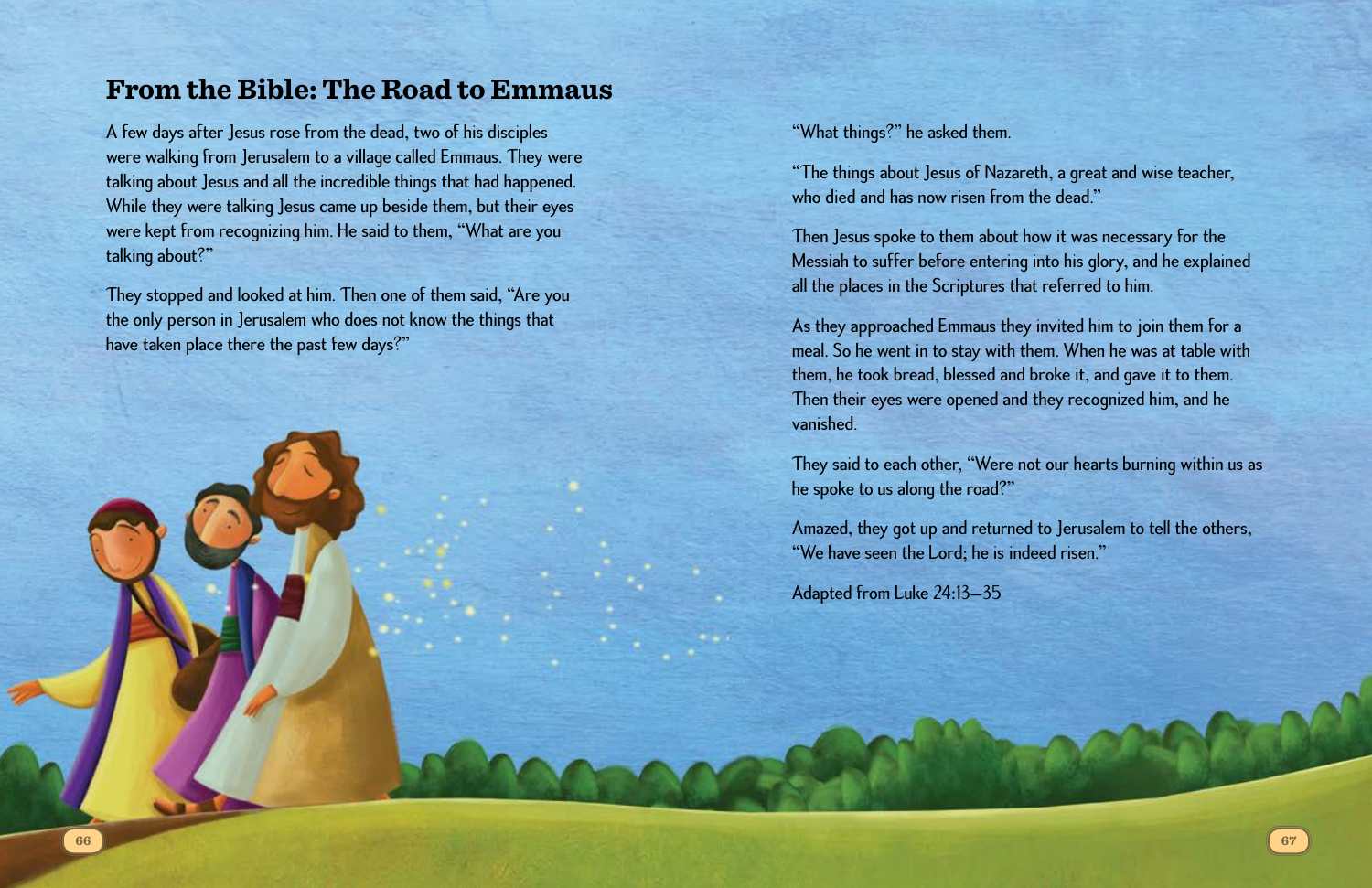## From the Bible: The Road to Emmaus

A few days after Jesus rose from the dead, two of his disciples were walking from Jerusalem to a village called Emmaus. They were talking about Jesus and all the incredible things that had happened. While they were talking Jesus came up beside them, but their eyes were kept from recognizing him. He said to them, "What are you talking about?"

They stopped and looked at him. Then one of them said, "Are you the only person in Jerusalem who does not know the things that have taken place there the past few days?"

"What things?" he asked them.

"The things about Jesus of Nazareth, a great and wise teacher, who died and has now risen from the dead."

Then Jesus spoke to them about how it was necessary for the Messiah to suffer before entering into his glory, and he explained all the places in the Scriptures that referred to him.

As they approached Emmaus they invited him to join them for a meal. So he went in to stay with them. When he was at table with them, he took bread, blessed and broke it, and gave it to them. Then their eyes were opened and they recognized him, and he vanished.

They said to each other, "Were not our hearts burning within us as he spoke to us along the road?"

Amazed, they got up and returned to Jerusalem to tell the others, "We have seen the Lord; he is indeed risen."

Adapted from Luke 24:13–35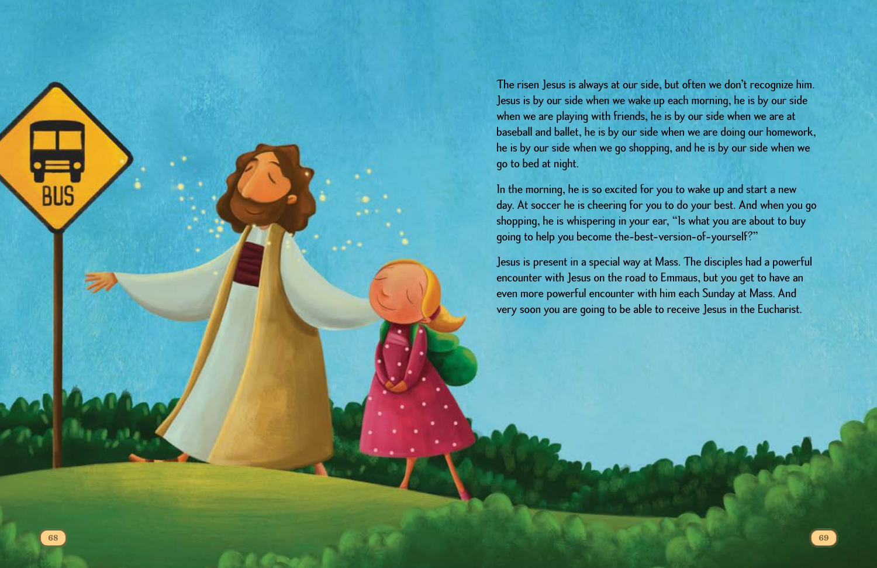The risen Jesus is always at our side, but often we don't recognize him. Jesus is by our side when we wake up each morning, he is by our side when we are playing with friends, he is by our side when we are at baseball and ballet, he is by our side when we are doing our homework, he is by our side when we go shopping, and he is by our side when we go to bed at night.

In the morning, he is so excited for you to wake up and start a new day. At soccer he is cheering for you to do your best. And when you go shopping, he is whispering in your ear, "Is what you are about to buy going to help you become the-best-version-of-yourself?"

Jesus is present in a special way at Mass. The disciples had a powerful encounter with Jesus on the road to Emmaus, but you get to have an even more powerful encounter with him each Sunday at Mass. And very soon you are going to be able to receive Jesus in the Eucharist.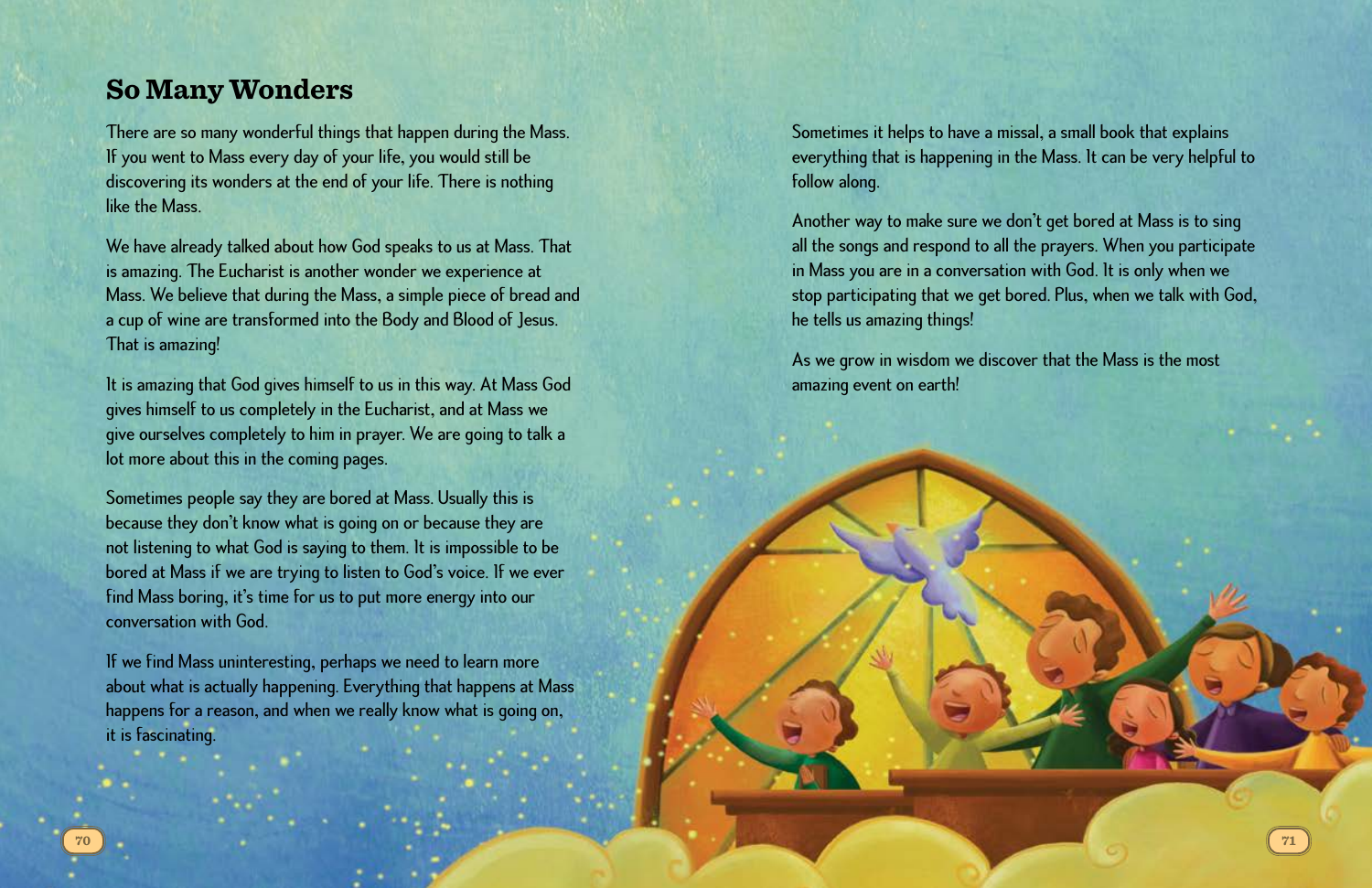## So Many Wonders

There are so many wonderful things that happen during the Mass. If you went to Mass every day of your life, you would still be discovering its wonders at the end of your life. There is nothing like the Mass.

We have already talked about how God speaks to us at Mass. That is amazing. The Eucharist is another wonder we experience at Mass. We believe that during the Mass, a simple piece of bread and a cup of wine are transformed into the Body and Blood of Jesus. That is amazing!

It is amazing that God gives himself to us in this way. At Mass God gives himself to us completely in the Eucharist, and at Mass we give ourselves completely to him in prayer. We are going to talk a lot more about this in the coming pages.

Sometimes people say they are bored at Mass. Usually this is because they don't know what is going on or because they are not listening to what God is saying to them. It is impossible to be bored at Mass if we are trying to listen to God's voice. If we ever find Mass boring, it's time for us to put more energy into our conversation with God.

If we find Mass uninteresting, perhaps we need to learn more about what is actually happening. Everything that happens at Mass happens for a reason, and when we really know what is going on, it is fascinating.

Sometimes it helps to have a missal, a small book that explains everything that is happening in the Mass. It can be very helpful to follow along.

Another way to make sure we don't get bored at Mass is to sing all the songs and respond to all the prayers. When you participate in Mass you are in a conversation with God. It is only when we stop participating that we get bored. Plus, when we talk with God, he tells us amazing things!

As we grow in wisdom we discover that the Mass is the most amazing event on earth!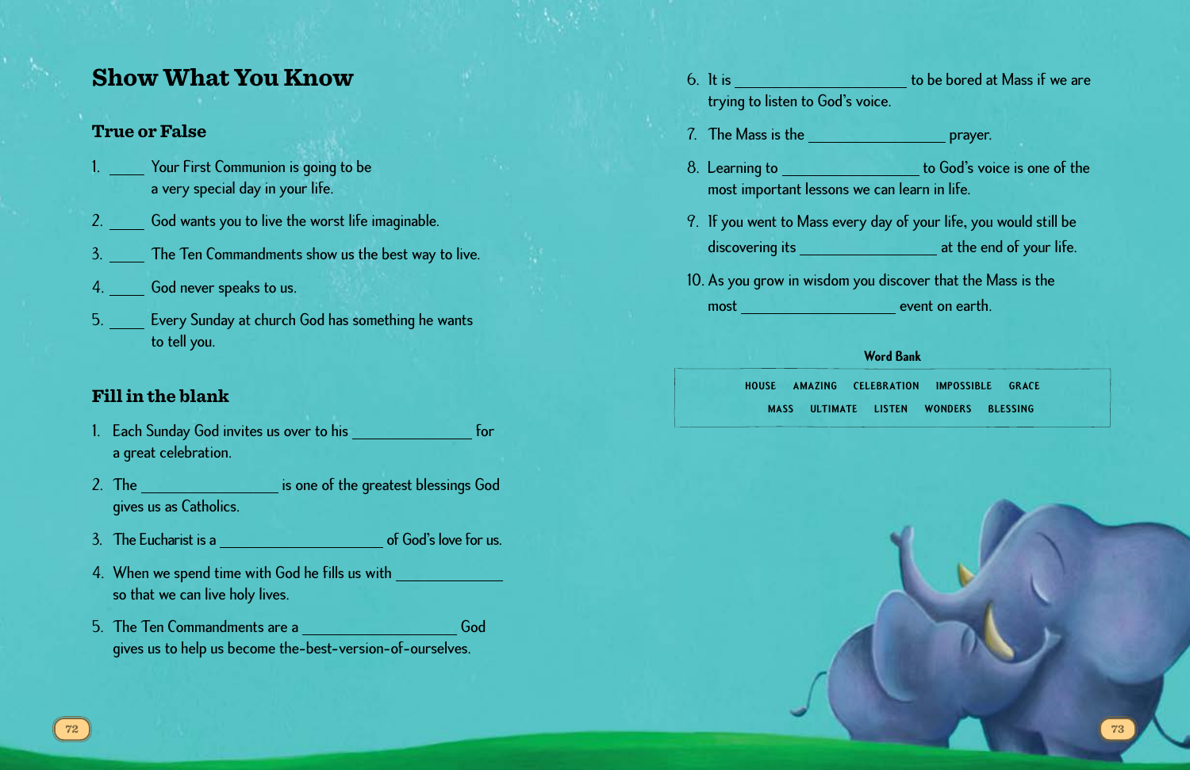# Show What You Know

## True or False

1. \_\_\_\_ Your First Communion is going to be a very special day in your life.
2. \_\_\_\_ God wants you to live the worst life imaginable.
3. \_\_\_\_ The Ten Commandments show us the best way to live.
4. \_\_\_\_ God never speaks to us.
5. \_\_\_\_ Every Sunday at church God has something he wants to tell you.

## Fill in the blank

1. Each Sunday God invites us over to his \_\_\_\_\_\_\_\_\_\_\_\_\_\_ for a great celebration.
2. The \_\_\_\_\_\_\_\_\_\_\_\_\_\_ is one of the greatest blessings God gives us as Catholics.
3. The Eucharist is a \_\_\_\_\_\_\_\_\_\_\_\_\_\_ of God's love for us.
4. When we spend time with God he fills us with \_\_\_\_\_\_\_\_\_\_\_\_\_\_ so that we can live holy lives.
5. The Ten Commandments are a \_\_\_\_\_\_\_\_\_\_\_\_\_\_ God gives us to help us become the-best-version-of-ourselves.
6. It is \_\_\_\_\_\_\_\_\_\_\_\_\_\_ to be bored at Mass if we are trying to listen to God's voice.
7. The Mass is the \_\_\_\_\_\_\_\_\_\_\_\_\_\_ prayer.
8. Learning to \_\_\_\_\_\_\_\_\_\_\_\_\_\_ to God's voice is one of the most important lessons we can learn in life.
9. If you went to Mass every day of your life, you would still be discovering its \_\_\_\_\_\_\_\_\_\_\_\_\_\_ at the end of your life.
10. As you grow in wisdom you discover that the Mass is the most \_\_\_\_\_\_\_\_\_\_\_\_\_\_ event on earth.

**Word Bank**

HOUSE AMAZING CELEBRATION IMPOSSIBLE GRACE
MASS ULTIMATE LISTEN WONDERS BLESSING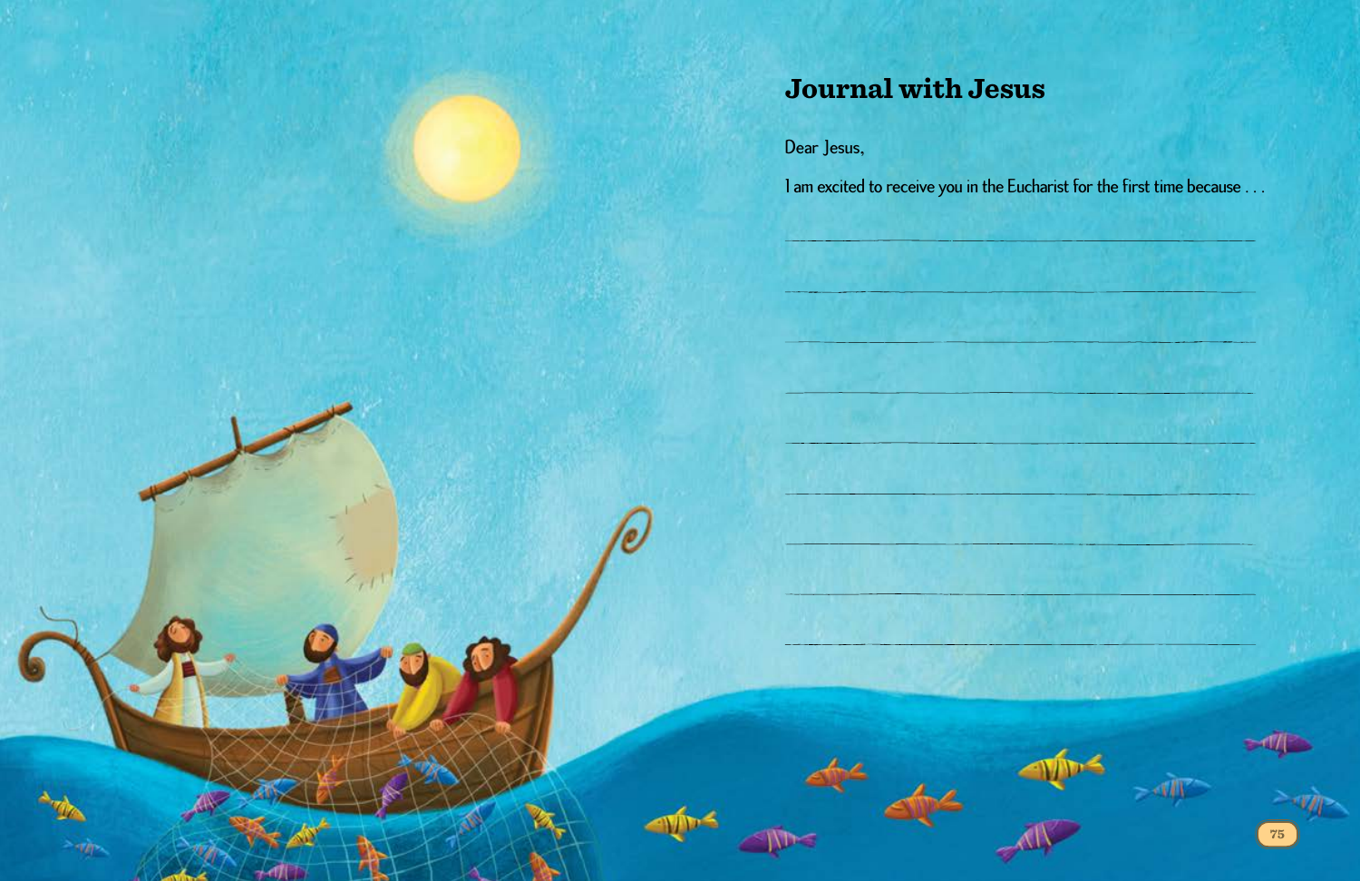## Journal with Jesus

Dear Jesus,

I am excited to receive you in the Eucharist for the first time because . . .

\_\_\_\_\_\_\_\_\_\_\_\_\_\_\_\_\_\_\_\_\_\_\_\_\_\_\_\_\_\_\_\_\_\_\_\_\_\_\_\_\_\_\_\_

\_\_\_\_\_\_\_\_\_\_\_\_\_\_\_\_\_\_\_\_\_\_\_\_\_\_\_\_\_\_\_\_\_\_\_\_\_\_\_\_\_\_\_\_

\_\_\_\_\_\_\_\_\_\_\_\_\_\_\_\_\_\_\_\_\_\_\_\_\_\_\_\_\_\_\_\_\_\_\_\_\_\_\_\_\_\_\_\_

\_\_\_\_\_\_\_\_\_\_\_\_\_\_\_\_\_\_\_\_\_\_\_\_\_\_\_\_\_\_\_\_\_\_\_\_\_\_\_\_\_\_\_\_

\_\_\_\_\_\_\_\_\_\_\_\_\_\_\_\_\_\_\_\_\_\_\_\_\_\_\_\_\_\_\_\_\_\_\_\_\_\_\_\_\_\_\_\_

\_\_\_\_\_\_\_\_\_\_\_\_\_\_\_\_\_\_\_\_\_\_\_\_\_\_\_\_\_\_\_\_\_\_\_\_\_\_\_\_\_\_\_\_

\_\_\_\_\_\_\_\_\_\_\_\_\_\_\_\_\_\_\_\_\_\_\_\_\_\_\_\_\_\_\_\_\_\_\_\_\_\_\_\_\_\_\_\_

\_\_\_\_\_\_\_\_\_\_\_\_\_\_\_\_\_\_\_\_\_\_\_\_\_\_\_\_\_\_\_\_\_\_\_\_\_\_\_\_\_\_\_\_

\_\_\_\_\_\_\_\_\_\_\_\_\_\_\_\_\_\_\_\_\_\_\_\_\_\_\_\_\_\_\_\_\_\_\_\_\_\_\_\_\_\_\_\_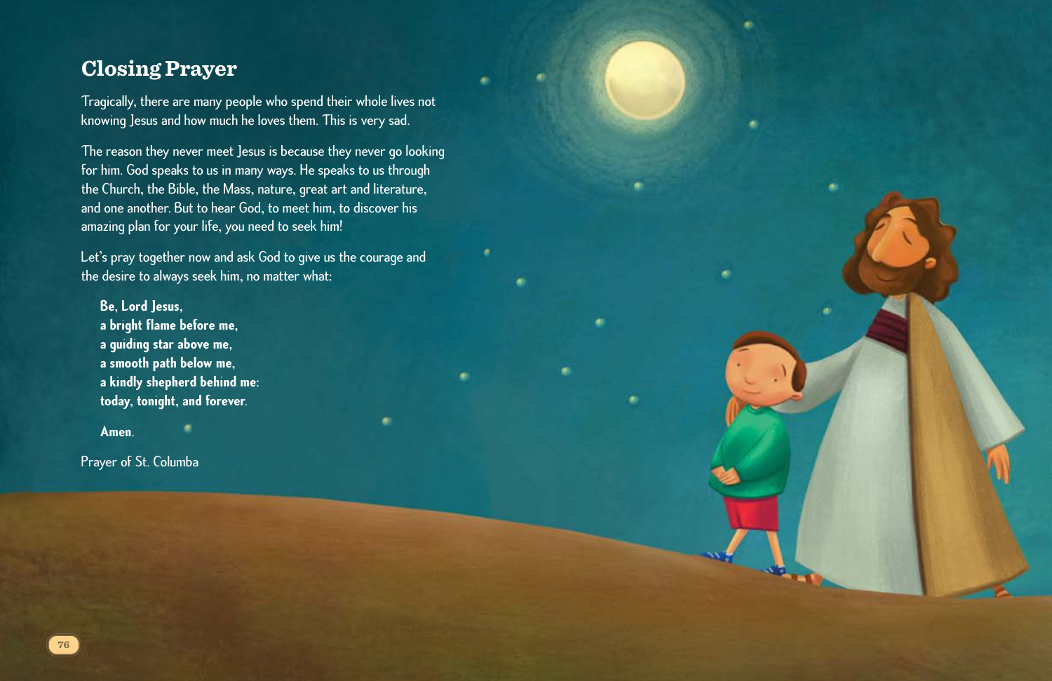## Closing Prayer

Tragically, there are many people who spend their whole lives not knowing Jesus and how much he loves them. This is very sad.

The reason they never meet Jesus is because they never go looking for him. God speaks to us in many ways. He speaks to us through the Church, the Bible, the Mass, nature, great art and literature, and one another. But to hear God, to meet him, to discover his amazing plan for your life, you need to seek him!

Let's pray together now and ask God to give us the courage and the desire to always seek him, no matter what:

**Be, Lord Jesus,**
**a bright flame before me,**
**a guiding star above me,**
**a smooth path below me,**
**a kindly shepherd behind me:**
**today, tonight, and forever.**

**Amen.**

Prayer of St. Columba